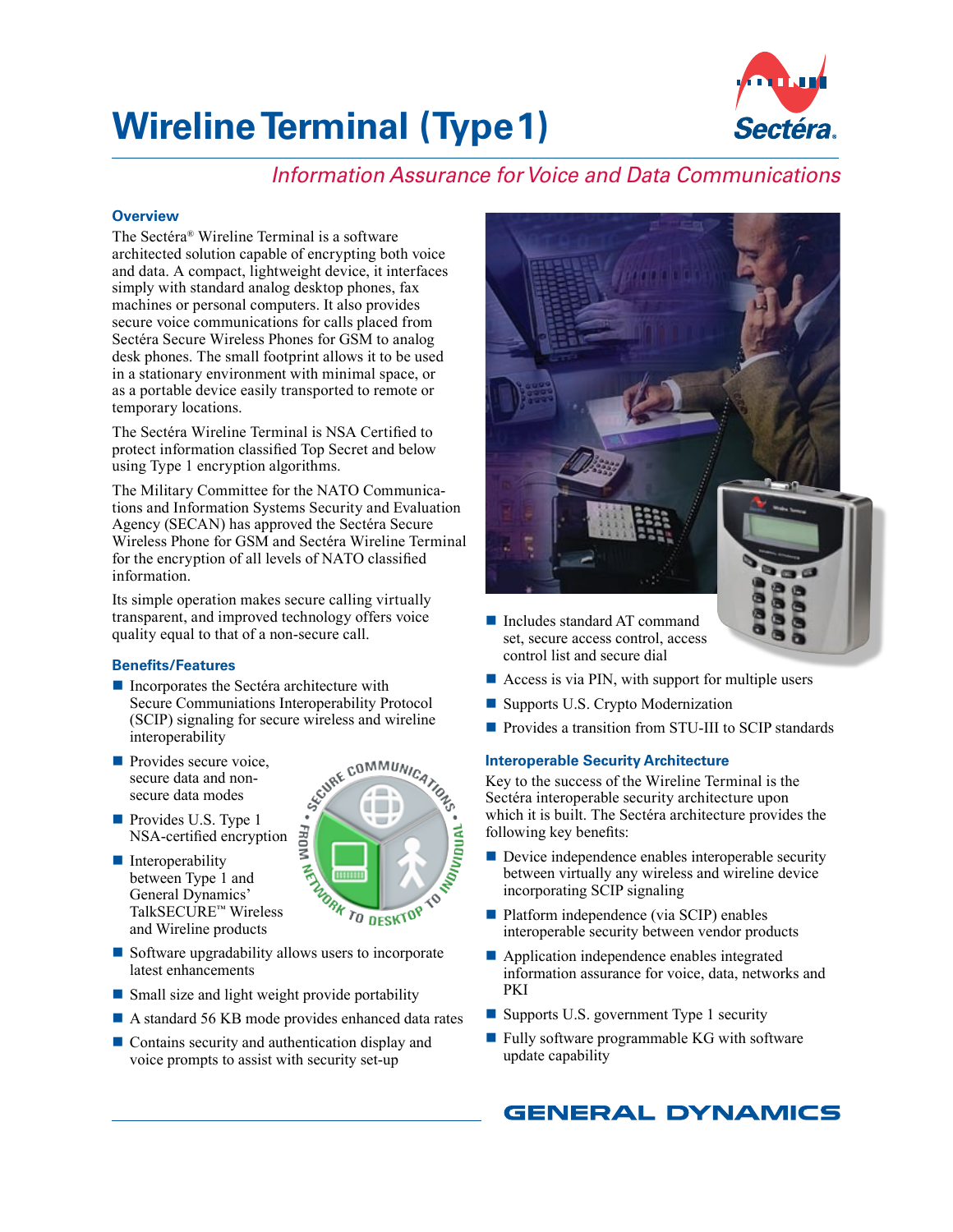# Wireline Terminal (Type 1)

*Information Assurance for Voice and Data Communications*

## Overview

The Sectéra® Wireline Terminal is a software architected solution capable of encrypting both voice and data. A compact, lightweight device, it interfaces simply with standard analog desktop phones, fax machines or personal computers. It also provides secure voice communications for calls placed from Sectéra Secure Wireless Phones for GSM to analog desk phones. The small footprint allows it to be used in a stationary environment with minimal space, or as a portable device easily transported to remote or temporary locations.

The Sectéra Wireline Terminal is NSA Certified to protect information classified Top Secret and below using Type 1 encryption algorithms.

The Military Committee for the NATO Communications and Information Systems Security and Evaluation Agency (SECAN) has approved the Sectéra Secure Wireless Phone for GSM and Sectéra Wireline Terminal for the encryption of all levels of NATO classified information.

Its simple operation makes secure calling virtually transparent, and improved technology offers voice quality equal to that of a non-secure call.

## Benefits/Features

- Incorporates the Sectéra architecture with Secure Communiations Interoperability Protocol (SCIP) signaling for secure wireless and wireline interoperability
- Provides secure voice, secure data and non-secure data modes
- Provides U.S. Type 1 NSA-certified encryption
- Interoperability between Type 1 and General Dynamics' TalkSECURE™ Wireless and Wireline products
- Software upgradability allows users to incorporate latest enhancements
- Small size and light weight provide portability
- A standard 56 KB mode provides enhanced data rates
- Contains security and authentication display and voice prompts to assist with security set-up
- Includes standard AT command set, secure access control, access control list and secure dial
- Access is via PIN, with support for multiple users
- Supports U.S. Crypto Modernization
- Provides a transition from STU-III to SCIP standards

## Interoperable Security Architecture

Key to the success of the Wireline Terminal is the Sectéra interoperable security architecture upon which it is built. The Sectéra architecture provides the following key benefits:

- Device independence enables interoperable security between virtually any wireless and wireline device incorporating SCIP signaling
- Platform independence (via SCIP) enables interoperable security between vendor products
- Application independence enables integrated information assurance for voice, data, networks and PKI
- Supports U.S. government Type 1 security
- Fully software programmable KG with software update capability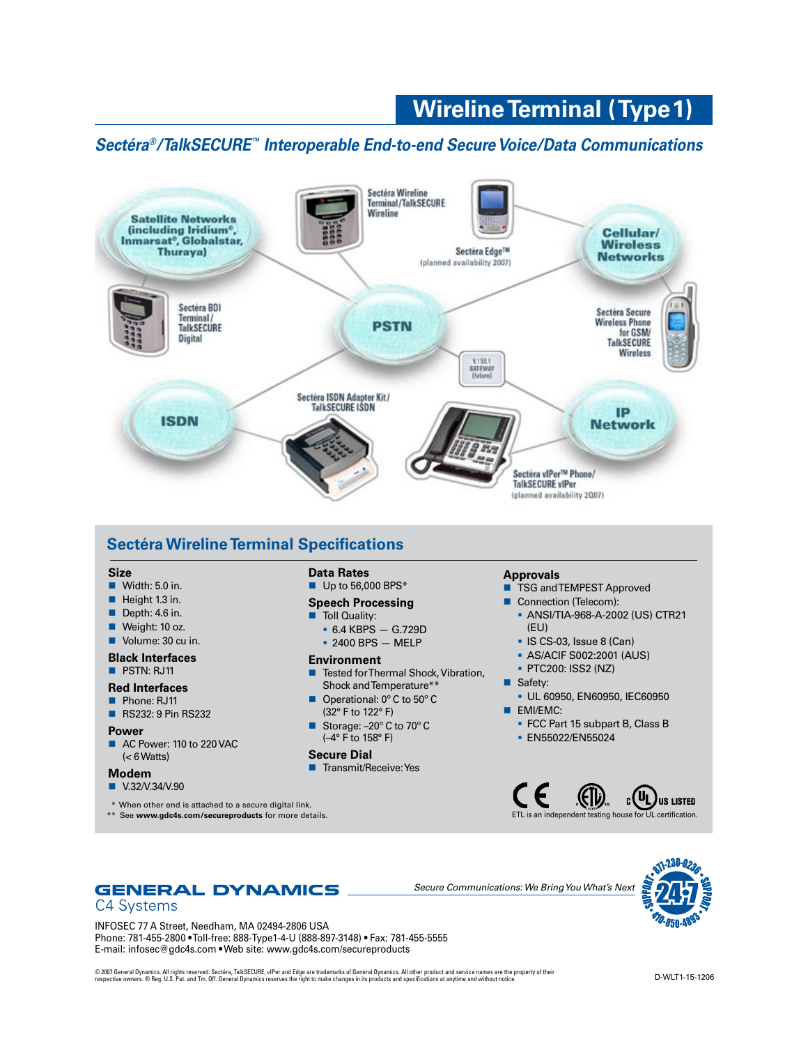# Wireline Terminal (Type 1)

## *Sectéra®/TalkSECURE™ Interoperable End-to-end Secure Voice/Data Communications*

Satellite Networks (including Iridium®, Inmarsat®, Globalstar, Thuraya)

Sectéra Wireline Terminal/TalkSECURE Wireline

Sectéra Edge™ (planned availability 2007)

Cellular/ Wireless Networks

Sectéra BDI Terminal/ TalkSECURE Digital

PSTN

Sectéra Secure Wireless Phone for GSM/ TalkSECURE Wireless

V.150.1 GATEWAY (future)

ISDN

Sectéra ISDN Adapter Kit/ TalkSECURE ISDN

IP Network

Sectéra vIPer™ Phone/ TalkSECURE vIPer (planned availability 2007)

## Sectéra Wireline Terminal Specifications

**Size**
- Width: 5.0 in.
- Height 1.3 in.
- Depth: 4.6 in.
- Weight: 10 oz.
- Volume: 30 cu in.

**Black Interfaces**
- PSTN: RJ11

**Red Interfaces**
- Phone: RJ11
- RS232: 9 Pin RS232

**Power**
- AC Power: 110 to 220 VAC (< 6 Watts)

**Modem**
- V.32/V.34/V.90

**Data Rates**
- Up to 56,000 BPS*

**Speech Processing**
- Toll Quality:
  - 6.4 KBPS — G.729D
  - 2400 BPS — MELP

**Environment**
- Tested for Thermal Shock, Vibration, Shock and Temperature**
- Operational: 0° C to 50° C (32° F to 122° F)
- Storage: –20° C to 70° C (–4° F to 158° F)

**Secure Dial**
- Transmit/Receive: Yes

**Approvals**
- TSG and TEMPEST Approved
- Connection (Telecom):
  - ANSI/TIA-968-A-2002 (US) CTR21 (EU)
  - IS CS-03, Issue 8 (Can)
  - AS/ACIF S002:2001 (AUS)
  - PTC200: ISS2 (NZ)
- Safety:
  - UL 60950, EN60950, IEC60950
- EMI/EMC:
  - FCC Part 15 subpart B, Class B
  - EN55022/EN55024

\* When other end is attached to a secure digital link.
\*\* See **www.gdc4s.com/secureproducts** for more details.

ETL is an independent testing house for UL certification.

**GENERAL DYNAMICS**
C4 Systems

*Secure Communications: We Bring You What's Next*

SUPPORT 877-230-0236 • 24:7 • SUPPORT 410-850-4893

INFOSEC 77 A Street, Needham, MA 02494-2806 USA
Phone: 781-455-2800 • Toll-free: 888-Type1-4-U (888-897-3148) • Fax: 781-455-5555
E-mail: infosec@gdc4s.com • Web site: www.gdc4s.com/secureproducts

© 2007 General Dynamics. All rights reserved. Sectéra, TalkSECURE, vIPer and Edge are trademarks of General Dynamics. All other product and service names are the property of their respective owners. ® Reg. U.S. Pat. and Tm. Off. General Dynamics reserves the right to make changes in its products and specifications at anytime and without notice.

D-WLT1-15-1206